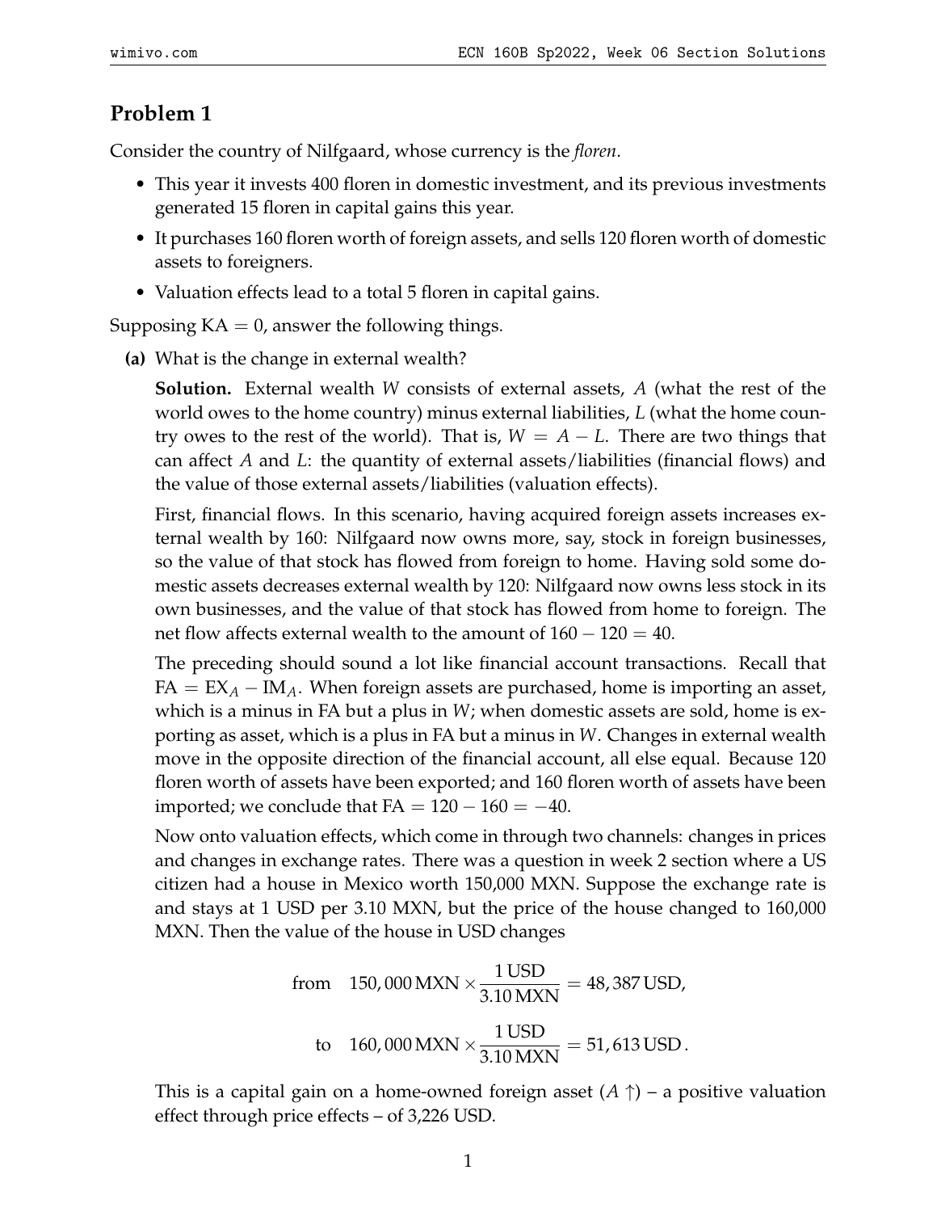## Problem 1

Consider the country of Nilfgaard, whose currency is the *floren*.

- This year it invests 400 floren in domestic investment, and its previous investments generated 15 floren in capital gains this year.
- It purchases 160 floren worth of foreign assets, and sells 120 floren worth of domestic assets to foreigners.
- Valuation effects lead to a total 5 floren in capital gains.

Supposing $\text{KA} = 0$, answer the following things.

**(a)** What is the change in external wealth?

**Solution.** External wealth $W$ consists of external assets, $A$ (what the rest of the world owes to the home country) minus external liabilities, $L$ (what the home country owes to the rest of the world). That is, $W = A - L$. There are two things that can affect $A$ and $L$: the quantity of external assets/liabilities (financial flows) and the value of those external assets/liabilities (valuation effects).

First, financial flows. In this scenario, having acquired foreign assets increases external wealth by 160: Nilfgaard now owns more, say, stock in foreign businesses, so the value of that stock has flowed from foreign to home. Having sold some domestic assets decreases external wealth by 120: Nilfgaard now owns less stock in its own businesses, and the value of that stock has flowed from home to foreign. The net flow affects external wealth to the amount of $160 - 120 = 40$.

The preceding should sound a lot like financial account transactions. Recall that $\text{FA} = \text{EX}_A - \text{IM}_A$. When foreign assets are purchased, home is importing an asset, which is a minus in FA but a plus in $W$; when domestic assets are sold, home is exporting as asset, which is a plus in FA but a minus in $W$. Changes in external wealth move in the opposite direction of the financial account, all else equal. Because 120 floren worth of assets have been exported; and 160 floren worth of assets have been imported; we conclude that $\text{FA} = 120 - 160 = -40$.

Now onto valuation effects, which come in through two channels: changes in prices and changes in exchange rates. There was a question in week 2 section where a US citizen had a house in Mexico worth 150,000 MXN. Suppose the exchange rate is and stays at 1 USD per 3.10 MXN, but the price of the house changed to 160,000 MXN. Then the value of the house in USD changes

$$\text{from} \quad 150,000\,\text{MXN} \times \frac{1\,\text{USD}}{3.10\,\text{MXN}} = 48,387\,\text{USD},$$

$$\text{to} \quad 160,000\,\text{MXN} \times \frac{1\,\text{USD}}{3.10\,\text{MXN}} = 51,613\,\text{USD}.$$

This is a capital gain on a home-owned foreign asset ($A \uparrow$) – a positive valuation effect through price effects – of 3,226 USD.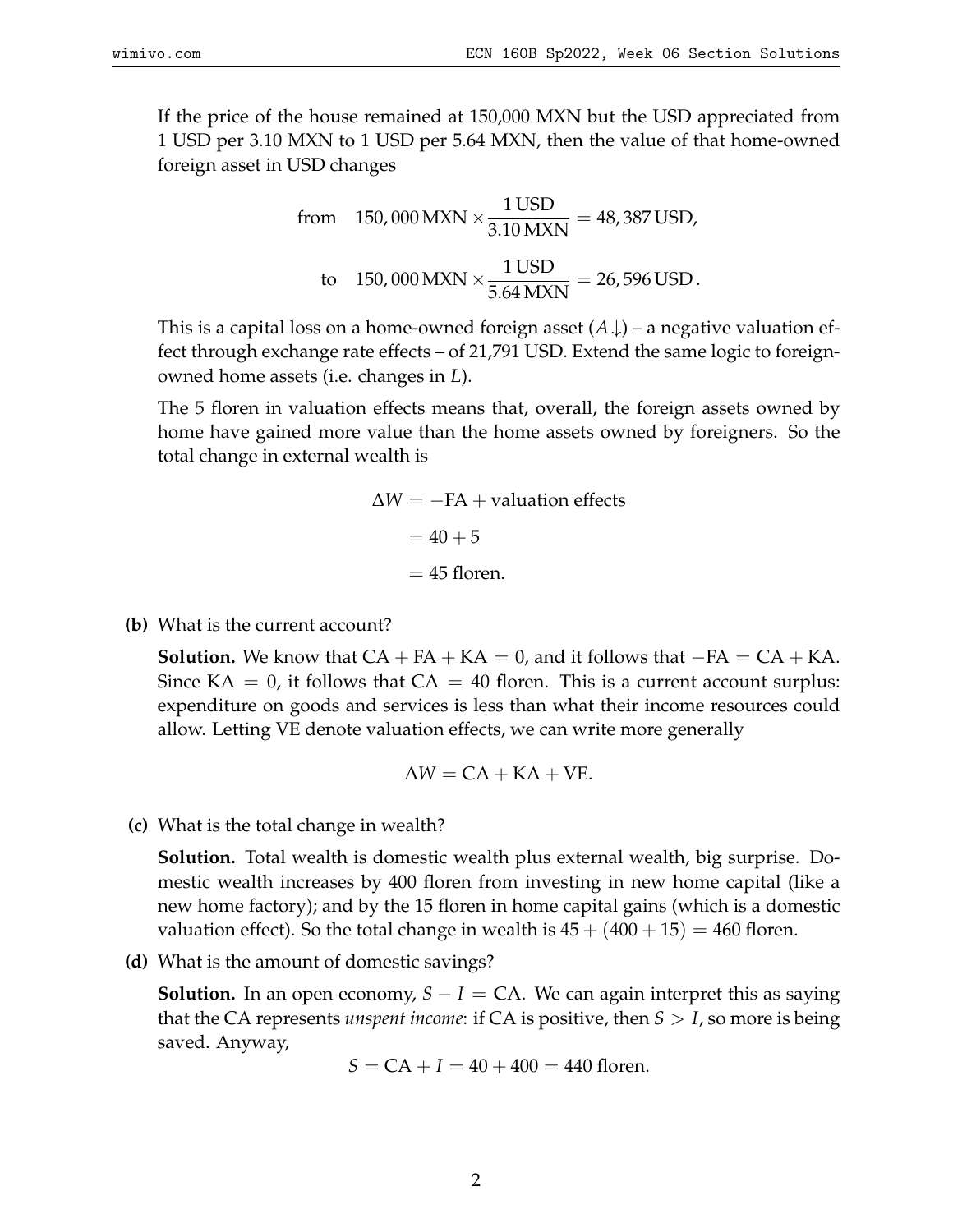If the price of the house remained at 150,000 MXN but the USD appreciated from 1 USD per 3.10 MXN to 1 USD per 5.64 MXN, then the value of that home-owned foreign asset in USD changes

$$\text{from} \quad 150,000\,\text{MXN} \times \frac{1\,\text{USD}}{3.10\,\text{MXN}} = 48,387\,\text{USD},$$

$$\text{to} \quad 150,000\,\text{MXN} \times \frac{1\,\text{USD}}{5.64\,\text{MXN}} = 26,596\,\text{USD}.$$

This is a capital loss on a home-owned foreign asset ($A\downarrow$) – a negative valuation effect through exchange rate effects – of 21,791 USD. Extend the same logic to foreign-owned home assets (i.e. changes in $L$).

The 5 floren in valuation effects means that, overall, the foreign assets owned by home have gained more value than the home assets owned by foreigners. So the total change in external wealth is

$$\begin{aligned} \Delta W &= -\text{FA} + \text{valuation effects} \\ &= 40 + 5 \\ &= 45 \text{ floren.} \end{aligned}$$

**(b)** What is the current account?

**Solution.** We know that $\text{CA} + \text{FA} + \text{KA} = 0$, and it follows that $-\text{FA} = \text{CA} + \text{KA}$. Since $\text{KA} = 0$, it follows that $\text{CA} = 40$ floren. This is a current account surplus: expenditure on goods and services is less than what their income resources could allow. Letting VE denote valuation effects, we can write more generally

$$\Delta W = \text{CA} + \text{KA} + \text{VE}.$$

**(c)** What is the total change in wealth?

**Solution.** Total wealth is domestic wealth plus external wealth, big surprise. Domestic wealth increases by 400 floren from investing in new home capital (like a new home factory); and by the 15 floren in home capital gains (which is a domestic valuation effect). So the total change in wealth is $45 + (400 + 15) = 460$ floren.

**(d)** What is the amount of domestic savings?

**Solution.** In an open economy, $S - I = \text{CA}$. We can again interpret this as saying that the CA represents *unspent income*: if CA is positive, then $S > I$, so more is being saved. Anyway,

$$S = \text{CA} + I = 40 + 400 = 440 \text{ floren.}$$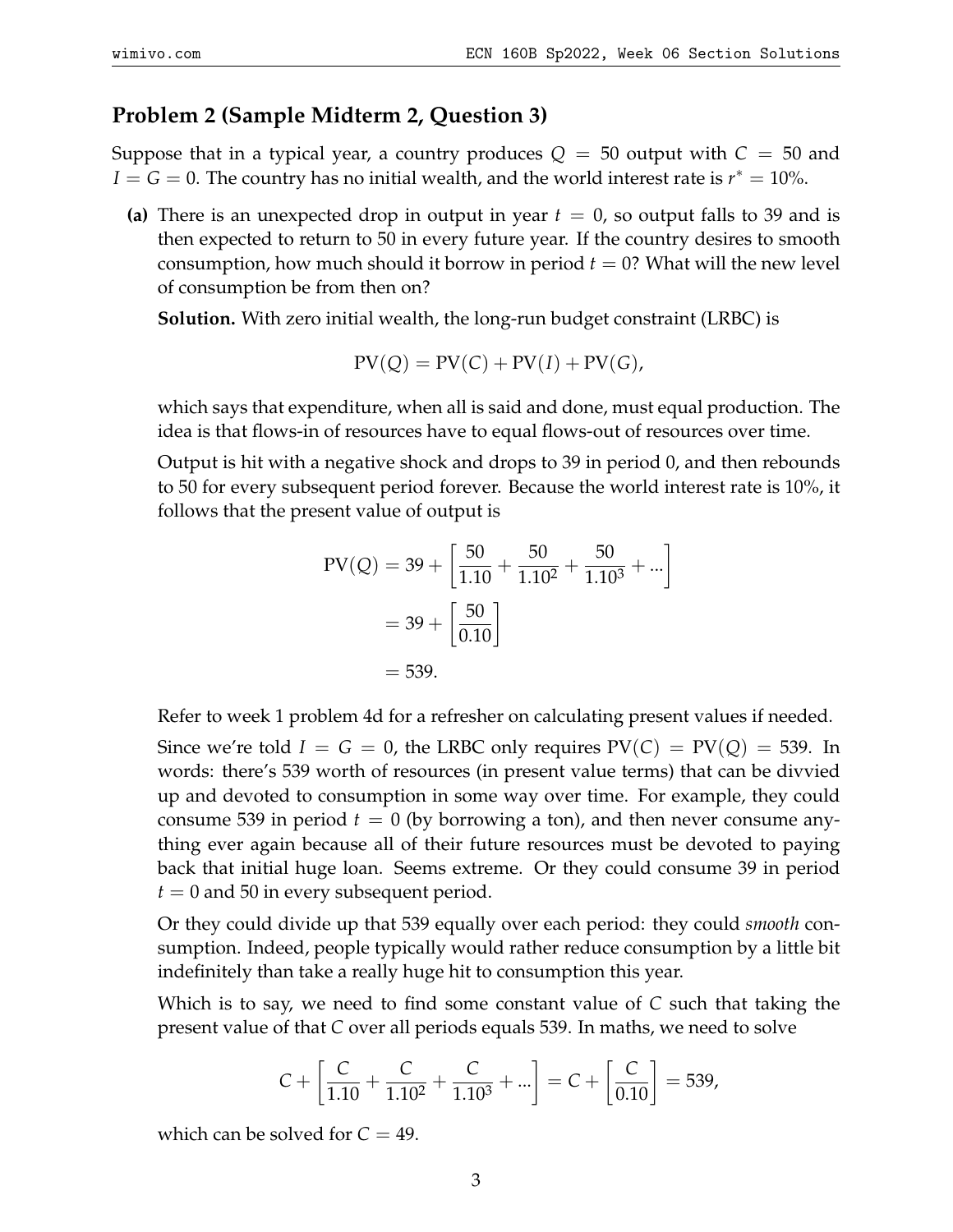## Problem 2 (Sample Midterm 2, Question 3)

Suppose that in a typical year, a country produces $Q = 50$ output with $C = 50$ and $I = G = 0$. The country has no initial wealth, and the world interest rate is $r^* = 10\%$.

**(a)** There is an unexpected drop in output in year $t = 0$, so output falls to 39 and is then expected to return to 50 in every future year. If the country desires to smooth consumption, how much should it borrow in period $t = 0$? What will the new level of consumption be from then on?

**Solution.** With zero initial wealth, the long-run budget constraint (LRBC) is

$$\text{PV}(Q) = \text{PV}(C) + \text{PV}(I) + \text{PV}(G),$$

which says that expenditure, when all is said and done, must equal production. The idea is that flows-in of resources have to equal flows-out of resources over time.

Output is hit with a negative shock and drops to 39 in period 0, and then rebounds to 50 for every subsequent period forever. Because the world interest rate is 10%, it follows that the present value of output is

$$\begin{aligned}
\text{PV}(Q) &= 39 + \left[\frac{50}{1.10} + \frac{50}{1.10^2} + \frac{50}{1.10^3} + ...\right] \\
&= 39 + \left[\frac{50}{0.10}\right] \\
&= 539.
\end{aligned}$$

Refer to week 1 problem 4d for a refresher on calculating present values if needed.

Since we're told $I = G = 0$, the LRBC only requires $\text{PV}(C) = \text{PV}(Q) = 539$. In words: there's 539 worth of resources (in present value terms) that can be divvied up and devoted to consumption in some way over time. For example, they could consume 539 in period $t = 0$ (by borrowing a ton), and then never consume anything ever again because all of their future resources must be devoted to paying back that initial huge loan. Seems extreme. Or they could consume 39 in period $t = 0$ and 50 in every subsequent period.

Or they could divide up that 539 equally over each period: they could *smooth* consumption. Indeed, people typically would rather reduce consumption by a little bit indefinitely than take a really huge hit to consumption this year.

Which is to say, we need to find some constant value of $C$ such that taking the present value of that $C$ over all periods equals 539. In maths, we need to solve

$$C + \left[\frac{C}{1.10} + \frac{C}{1.10^2} + \frac{C}{1.10^3} + ...\right] = C + \left[\frac{C}{0.10}\right] = 539,$$

which can be solved for $C = 49$.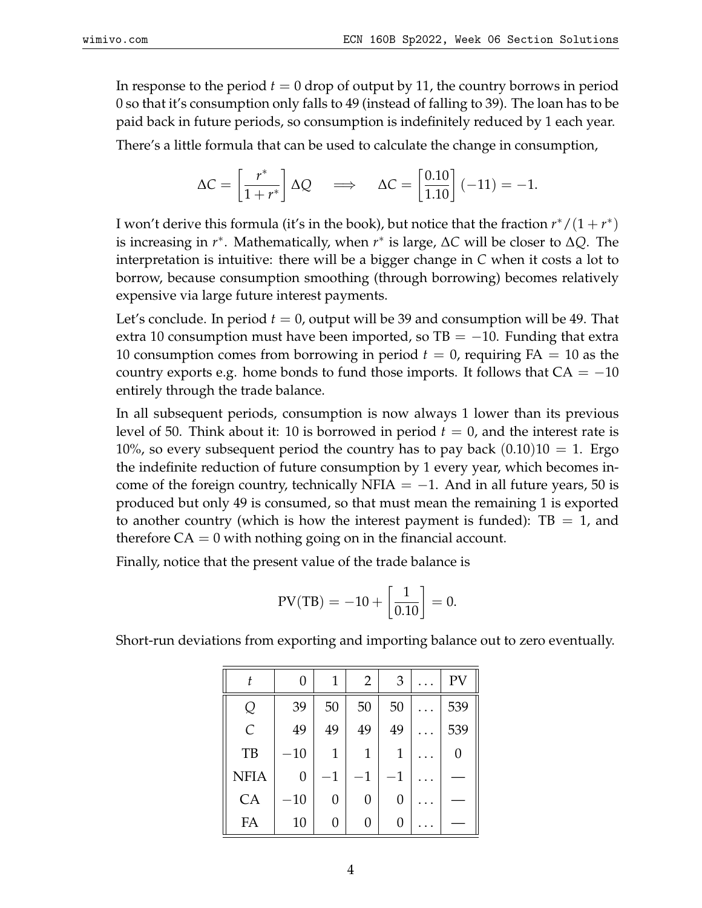In response to the period $t = 0$ drop of output by 11, the country borrows in period 0 so that it's consumption only falls to 49 (instead of falling to 39). The loan has to be paid back in future periods, so consumption is indefinitely reduced by 1 each year.

There's a little formula that can be used to calculate the change in consumption,

$$\Delta C = \left[\frac{r^*}{1+r^*}\right] \Delta Q \quad \implies \quad \Delta C = \left[\frac{0.10}{1.10}\right](-11) = -1.$$

I won't derive this formula (it's in the book), but notice that the fraction $r^*/(1+r^*)$ is increasing in $r^*$. Mathematically, when $r^*$ is large, $\Delta C$ will be closer to $\Delta Q$. The interpretation is intuitive: there will be a bigger change in $C$ when it costs a lot to borrow, because consumption smoothing (through borrowing) becomes relatively expensive via large future interest payments.

Let's conclude. In period $t = 0$, output will be 39 and consumption will be 49. That extra 10 consumption must have been imported, so TB $= -10$. Funding that extra 10 consumption comes from borrowing in period $t = 0$, requiring FA $= 10$ as the country exports e.g. home bonds to fund those imports. It follows that CA $= -10$ entirely through the trade balance.

In all subsequent periods, consumption is now always 1 lower than its previous level of 50. Think about it: 10 is borrowed in period $t = 0$, and the interest rate is 10%, so every subsequent period the country has to pay back $(0.10)10 = 1$. Ergo the indefinite reduction of future consumption by 1 every year, which becomes income of the foreign country, technically NFIA $= -1$. And in all future years, 50 is produced but only 49 is consumed, so that must mean the remaining 1 is exported to another country (which is how the interest payment is funded): TB $= 1$, and therefore CA $= 0$ with nothing going on in the financial account.

Finally, notice that the present value of the trade balance is

$$\text{PV(TB)} = -10 + \left[\frac{1}{0.10}\right] = 0.$$

Short-run deviations from exporting and importing balance out to zero eventually.

| $t$ | 0 | 1 | 2 | 3 | ... | PV |
|---|---|---|---|---|---|---|
| $Q$ | 39 | 50 | 50 | 50 | ... | 539 |
| $C$ | 49 | 49 | 49 | 49 | ... | 539 |
| TB | $-10$ | 1 | 1 | 1 | ... | 0 |
| NFIA | 0 | $-1$ | $-1$ | $-1$ | ... | — |
| CA | $-10$ | 0 | 0 | 0 | ... | — |
| FA | 10 | 0 | 0 | 0 | ... | — |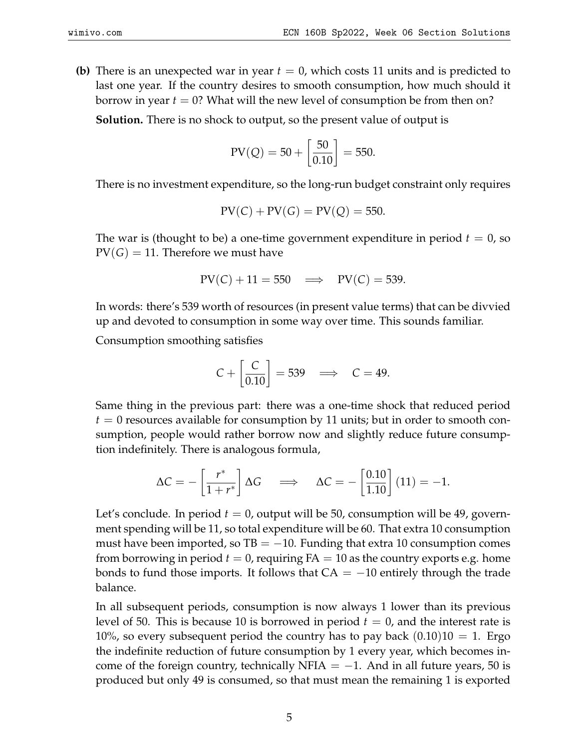**(b)** There is an unexpected war in year $t = 0$, which costs 11 units and is predicted to last one year. If the country desires to smooth consumption, how much should it borrow in year $t = 0$? What will the new level of consumption be from then on?

**Solution.** There is no shock to output, so the present value of output is

$$\text{PV}(Q) = 50 + \left[\frac{50}{0.10}\right] = 550.$$

There is no investment expenditure, so the long-run budget constraint only requires

$$\text{PV}(C) + \text{PV}(G) = \text{PV}(Q) = 550.$$

The war is (thought to be) a one-time government expenditure in period $t = 0$, so $\text{PV}(G) = 11$. Therefore we must have

$$\text{PV}(C) + 11 = 550 \implies \text{PV}(C) = 539.$$

In words: there's 539 worth of resources (in present value terms) that can be divvied up and devoted to consumption in some way over time. This sounds familiar.

Consumption smoothing satisfies

$$C + \left[\frac{C}{0.10}\right] = 539 \implies C = 49.$$

Same thing in the previous part: there was a one-time shock that reduced period $t = 0$ resources available for consumption by 11 units; but in order to smooth consumption, people would rather borrow now and slightly reduce future consumption indefinitely. There is analogous formula,

$$\Delta C = -\left[\frac{r^*}{1+r^*}\right]\Delta G \implies \Delta C = -\left[\frac{0.10}{1.10}\right](11) = -1.$$

Let's conclude. In period $t = 0$, output will be 50, consumption will be 49, government spending will be 11, so total expenditure will be 60. That extra 10 consumption must have been imported, so $\text{TB} = -10$. Funding that extra 10 consumption comes from borrowing in period $t = 0$, requiring $\text{FA} = 10$ as the country exports e.g. home bonds to fund those imports. It follows that $\text{CA} = -10$ entirely through the trade balance.

In all subsequent periods, consumption is now always 1 lower than its previous level of 50. This is because 10 is borrowed in period $t = 0$, and the interest rate is 10%, so every subsequent period the country has to pay back $(0.10)10 = 1$. Ergo the indefinite reduction of future consumption by 1 every year, which becomes income of the foreign country, technically $\text{NFIA} = -1$. And in all future years, 50 is produced but only 49 is consumed, so that must mean the remaining 1 is exported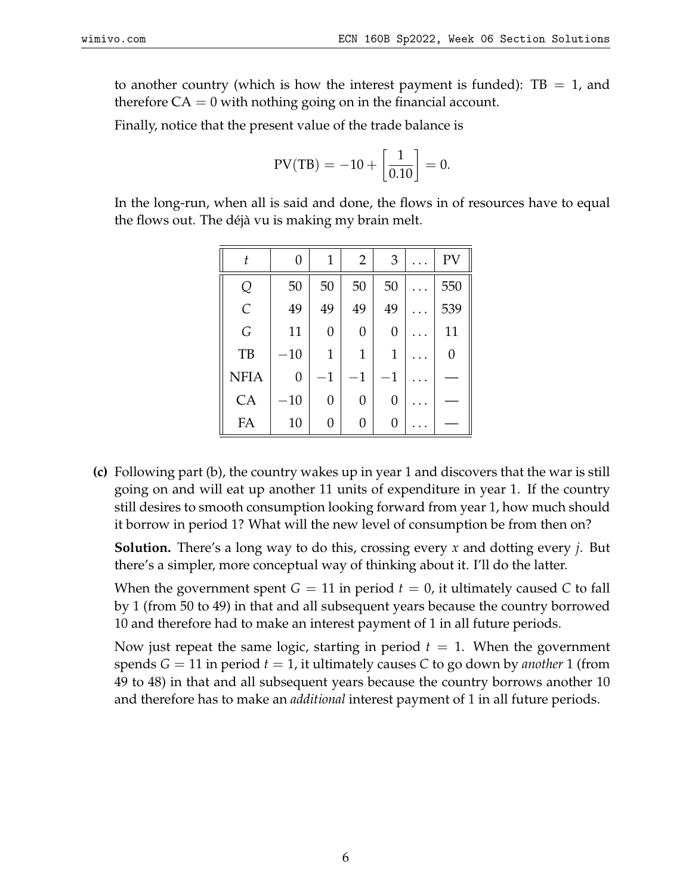to another country (which is how the interest payment is funded): TB $= 1$, and therefore CA $= 0$ with nothing going on in the financial account.

Finally, notice that the present value of the trade balance is

$$\text{PV(TB)} = -10 + \left[\frac{1}{0.10}\right] = 0.$$

In the long-run, when all is said and done, the flows in of resources have to equal the flows out. The déjà vu is making my brain melt.

| $t$ | 0 | 1 | 2 | 3 | ... | PV |
|---|---|---|---|---|---|---|
| $Q$ | 50 | 50 | 50 | 50 | ... | 550 |
| $C$ | 49 | 49 | 49 | 49 | ... | 539 |
| $G$ | 11 | 0 | 0 | 0 | ... | 11 |
| TB | $-10$ | 1 | 1 | 1 | ... | 0 |
| NFIA | 0 | $-1$ | $-1$ | $-1$ | ... | — |
| CA | $-10$ | 0 | 0 | 0 | ... | — |
| FA | 10 | 0 | 0 | 0 | ... | — |

**(c)** Following part (b), the country wakes up in year 1 and discovers that the war is still going on and will eat up another 11 units of expenditure in year 1. If the country still desires to smooth consumption looking forward from year 1, how much should it borrow in period 1? What will the new level of consumption be from then on?

**Solution.** There's a long way to do this, crossing every $x$ and dotting every $j$. But there's a simpler, more conceptual way of thinking about it. I'll do the latter.

When the government spent $G = 11$ in period $t = 0$, it ultimately caused $C$ to fall by 1 (from 50 to 49) in that and all subsequent years because the country borrowed 10 and therefore had to make an interest payment of 1 in all future periods.

Now just repeat the same logic, starting in period $t = 1$. When the government spends $G = 11$ in period $t = 1$, it ultimately causes $C$ to go down by *another* 1 (from 49 to 48) in that and all subsequent years because the country borrows another 10 and therefore has to make an *additional* interest payment of 1 in all future periods.